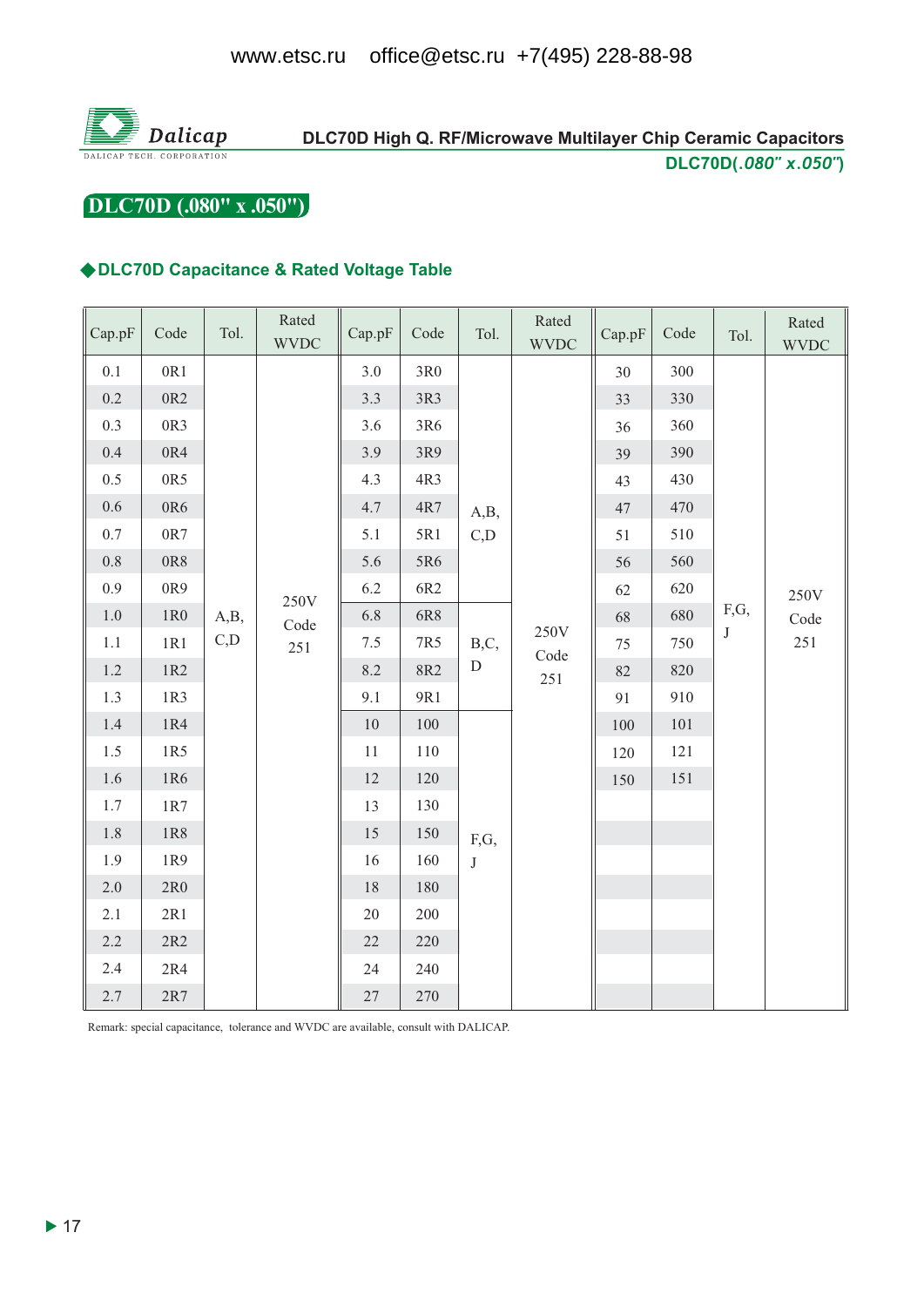www.etsc.ru office@etsc.ru +7(495) 228-88-98

Dalicap
DALICAP TECH. CORPORATION

DLC70D High Q. RF/Microwave Multilayer Chip Ceramic Capacitors
DLC70D(*.080" x.050"*)

# DLC70D (.080" x .050")

## ◆DLC70D Capacitance & Rated Voltage Table

| Cap.pF | Code | Tol. | Rated WVDC | Cap.pF | Code | Tol. | Rated WVDC | Cap.pF | Code | Tol. | Rated WVDC |
|---|---|---|---|---|---|---|---|---|---|---|---|
| 0.1 | 0R1 | A,B, C,D | 250V Code 251 | 3.0 | 3R0 | A,B, C,D | 250V Code 251 | 30 | 300 | F,G, J | 250V Code 251 |
| 0.2 | 0R2 | | | 3.3 | 3R3 | | | 33 | 330 | | |
| 0.3 | 0R3 | | | 3.6 | 3R6 | | | 36 | 360 | | |
| 0.4 | 0R4 | | | 3.9 | 3R9 | | | 39 | 390 | | |
| 0.5 | 0R5 | | | 4.3 | 4R3 | | | 43 | 430 | | |
| 0.6 | 0R6 | | | 4.7 | 4R7 | | | 47 | 470 | | |
| 0.7 | 0R7 | | | 5.1 | 5R1 | | | 51 | 510 | | |
| 0.8 | 0R8 | | | 5.6 | 5R6 | | | 56 | 560 | | |
| 0.9 | 0R9 | | | 6.2 | 6R2 | | | 62 | 620 | | |
| 1.0 | 1R0 | | | 6.8 | 6R8 | B,C, D | | 68 | 680 | | |
| 1.1 | 1R1 | | | 7.5 | 7R5 | | | 75 | 750 | | |
| 1.2 | 1R2 | | | 8.2 | 8R2 | | | 82 | 820 | | |
| 1.3 | 1R3 | | | 9.1 | 9R1 | | | 91 | 910 | | |
| 1.4 | 1R4 | | | 10 | 100 | F,G, J | | 100 | 101 | | |
| 1.5 | 1R5 | | | 11 | 110 | | | 120 | 121 | | |
| 1.6 | 1R6 | | | 12 | 120 | | | 150 | 151 | | |
| 1.7 | 1R7 | | | 13 | 130 | | | | | | |
| 1.8 | 1R8 | | | 15 | 150 | | | | | | |
| 1.9 | 1R9 | | | 16 | 160 | | | | | | |
| 2.0 | 2R0 | | | 18 | 180 | | | | | | |
| 2.1 | 2R1 | | | 20 | 200 | | | | | | |
| 2.2 | 2R2 | | | 22 | 220 | | | | | | |
| 2.4 | 2R4 | | | 24 | 240 | | | | | | |
| 2.7 | 2R7 | | | 27 | 270 | | | | | | |

Remark: special capacitance, tolerance and WVDC are available, consult with DALICAP.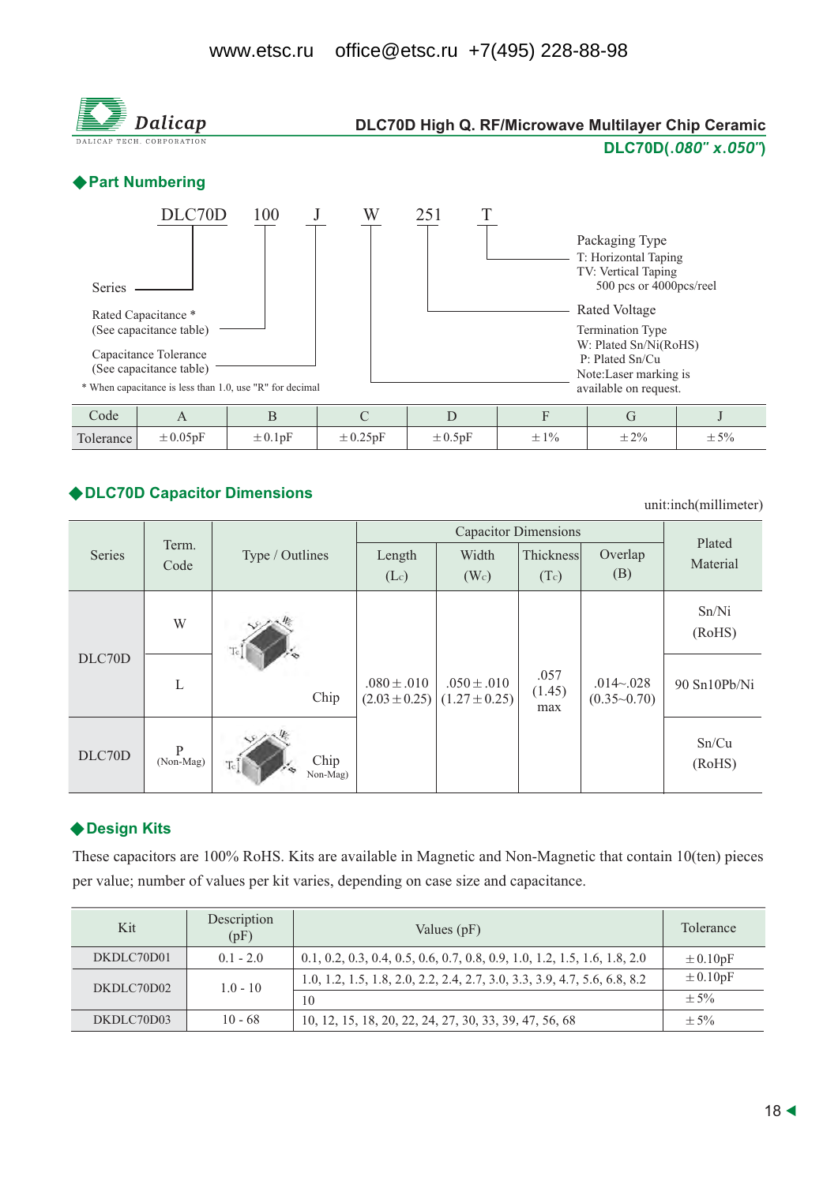www.etsc.ru office@etsc.ru +7(495) 228-88-98

## DLC70D High Q. RF/Microwave Multilayer Chip Ceramic

**DLC70D(*.080" x.050"*)**

## ◆Part Numbering

DLC70D 100 J W 251 T

- **DLC70D** — Series
- **100** — Rated Capacitance * (See capacitance table)
- **J** — Capacitance Tolerance (See capacitance table)
- **W** — Termination Type
  - W: Plated Sn/Ni(RoHS)
  - P: Plated Sn/Cu
  - Note:Laser marking is available on request.
- **251** — Rated Voltage
- **T** — Packaging Type
  - T: Horizontal Taping
  - TV: Vertical Taping
  - 500 pcs or 4000pcs/reel

\* When capacitance is less than 1.0, use "R" for decimal

| Code | A | B | C | D | F | G | J |
|---|---|---|---|---|---|---|---|
| Tolerance | ±0.05pF | ±0.1pF | ±0.25pF | ±0.5pF | ±1% | ±2% | ±5% |

## ◆DLC70D Capacitor Dimensions

unit:inch(millimeter)

| Series | Term. Code | Type / Outlines | Capacitor Dimensions | | | | Plated Material |
|---|---|---|---|---|---|---|---|
| | | | Length ($L_c$) | Width ($W_c$) | Thickness ($T_c$) | Overlap (B) | |
| DLC70D | W | Chip | .080±.010 (2.03±0.25) | .050±.010 (1.27±0.25) | .057 (1.45) max | .014~.028 (0.35~0.70) | Sn/Ni (RoHS) |
| DLC70D | L | Chip | .080±.010 (2.03±0.25) | .050±.010 (1.27±0.25) | .057 (1.45) max | .014~.028 (0.35~0.70) | 90 Sn10Pb/Ni |
| DLC70D | P (Non-Mag) | Chip Non-Mag) | .080±.010 (2.03±0.25) | .050±.010 (1.27±0.25) | .057 (1.45) max | .014~.028 (0.35~0.70) | Sn/Cu (RoHS) |

## ◆Design Kits

These capacitors are 100% RoHS. Kits are available in Magnetic and Non-Magnetic that contain 10(ten) pieces per value; number of values per kit varies, depending on case size and capacitance.

| Kit | Description (pF) | Values (pF) | Tolerance |
|---|---|---|---|
| DKDLC70D01 | 0.1 - 2.0 | 0.1, 0.2, 0.3, 0.4, 0.5, 0.6, 0.7, 0.8, 0.9, 1.0, 1.2, 1.5, 1.6, 1.8, 2.0 | ±0.10pF |
| DKDLC70D02 | 1.0 - 10 | 1.0, 1.2, 1.5, 1.8, 2.0, 2.2, 2.4, 2.7, 3.0, 3.3, 3.9, 4.7, 5.6, 6.8, 8.2 | ±0.10pF |
| | | 10 | ±5% |
| DKDLC70D03 | 10 - 68 | 10, 12, 15, 18, 20, 22, 24, 27, 30, 33, 39, 47, 56, 68 | ±5% |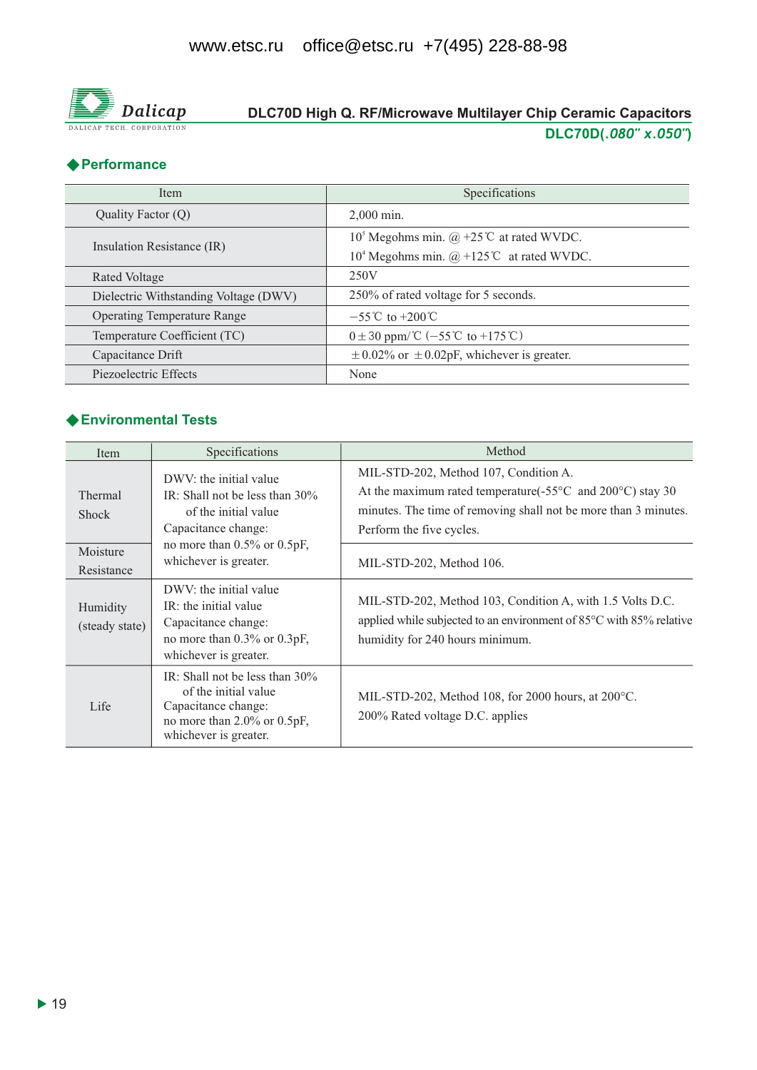www.etsc.ru office@etsc.ru +7(495) 228-88-98

Dalicap
DALICAP TECH. CORPORATION

# DLC70D High Q. RF/Microwave Multilayer Chip Ceramic Capacitors

**DLC70D(*.080" x.050"*)**

## ◆Performance

| Item | Specifications |
|---|---|
| Quality Factor (Q) | 2,000 min. |
| Insulation Resistance (IR) | $10^5$ Megohms min. @ +25℃ at rated WVDC.<br>$10^4$ Megohms min. @ +125℃ at rated WVDC. |
| Rated Voltage | 250V |
| Dielectric Withstanding Voltage (DWV) | 250% of rated voltage for 5 seconds. |
| Operating Temperature Range | −55℃ to +200℃ |
| Temperature Coefficient (TC) | 0±30 ppm/℃ (−55℃ to +175℃) |
| Capacitance Drift | ±0.02% or ±0.02pF, whichever is greater. |
| Piezoelectric Effects | None |

## ◆Environmental Tests

| Item | Specifications | Method |
|---|---|---|
| Thermal Shock | DWV: the initial value<br>IR: Shall not be less than 30% of the initial value<br>Capacitance change: no more than 0.5% or 0.5pF, whichever is greater. | MIL-STD-202, Method 107, Condition A.<br>At the maximum rated temperature(-55°C and 200°C) stay 30 minutes. The time of removing shall not be more than 3 minutes. Perform the five cycles. |
| Moisture Resistance | | MIL-STD-202, Method 106. |
| Humidity (steady state) | DWV: the initial value<br>IR: the initial value<br>Capacitance change: no more than 0.3% or 0.3pF, whichever is greater. | MIL-STD-202, Method 103, Condition A, with 1.5 Volts D.C. applied while subjected to an environment of 85°C with 85% relative humidity for 240 hours minimum. |
| Life | IR: Shall not be less than 30% of the initial value<br>Capacitance change: no more than 2.0% or 0.5pF, whichever is greater. | MIL-STD-202, Method 108, for 2000 hours, at 200°C.<br>200% Rated voltage D.C. applies |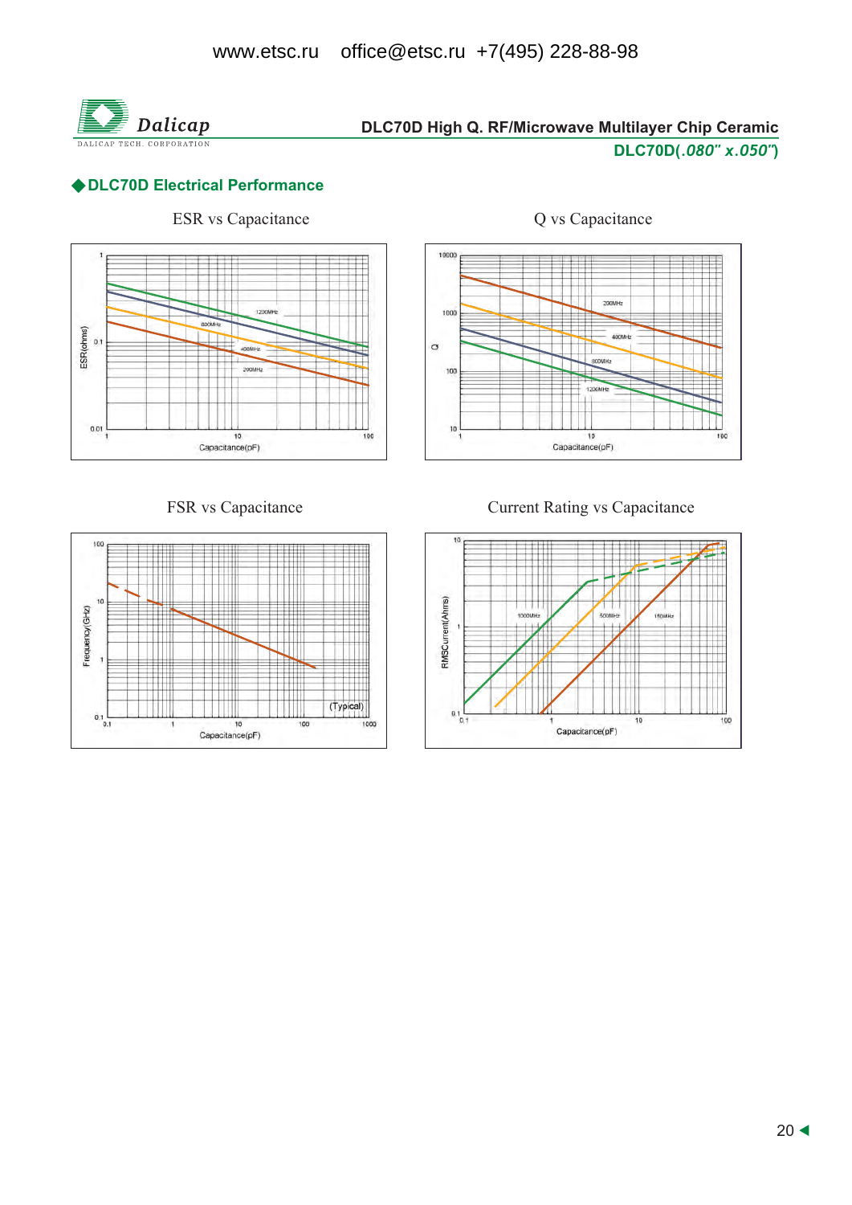www.etsc.ru office@etsc.ru +7(495) 228-88-98

Dalicap

DALICAP TECH. CORPORATION

DLC70D High Q. RF/Microwave Multilayer Chip Ceramic

DLC70D(*.080" x.050"*)

## ◆DLC70D Electrical Performance

ESR vs Capacitance

ESR(ohms)

1

0.1

0.01

1200MHz

800MHz

400MHz

200MHz

1

10

100

Capacitance(pF)

Q vs Capacitance

Q

10000

1000

100

10

200MHz

400MHz

800MHz

1200MHz

1

10

100

Capacitance(pF)

FSR vs Capacitance

Frequency(GHz)

100

10

1

0.1

(Typical)

0.1

1

10

100

1000

Capacitance(pF)

Current Rating vs Capacitance

RMSCurrent(Amps)

10

1

0.1

1000MHz

500MHz

150MHz

0.1

1

10

100

Capacitance(pF)